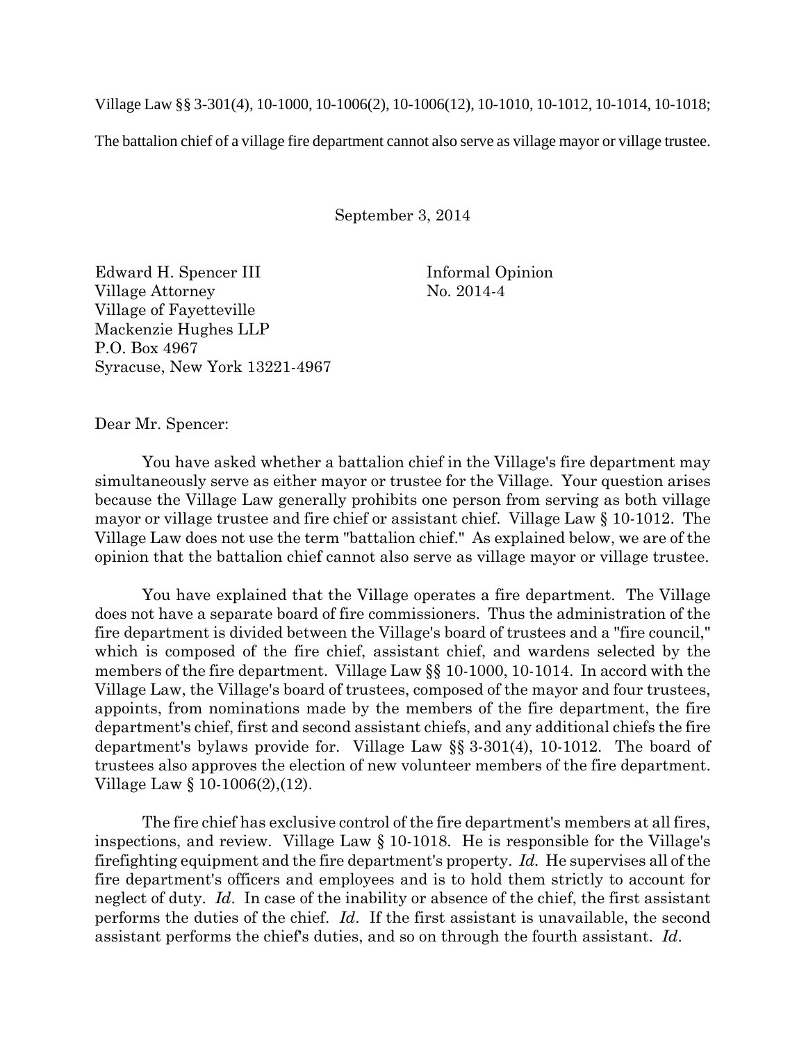Village Law §§ 3-301(4), 10-1000, 10-1006(2), 10-1006(12), 10-1010, 10-1012, 10-1014, 10-1018;

The battalion chief of a village fire department cannot also serve as village mayor or village trustee.

September 3, 2014

Edward H. Spencer III
Village Attorney
Village of Fayetteville
Mackenzie Hughes LLP
P.O. Box 4967
Syracuse, New York 13221-4967

Informal Opinion
No. 2014-4

Dear Mr. Spencer:

You have asked whether a battalion chief in the Village's fire department may simultaneously serve as either mayor or trustee for the Village. Your question arises because the Village Law generally prohibits one person from serving as both village mayor or village trustee and fire chief or assistant chief. Village Law § 10-1012. The Village Law does not use the term "battalion chief." As explained below, we are of the opinion that the battalion chief cannot also serve as village mayor or village trustee.

You have explained that the Village operates a fire department. The Village does not have a separate board of fire commissioners. Thus the administration of the fire department is divided between the Village's board of trustees and a "fire council," which is composed of the fire chief, assistant chief, and wardens selected by the members of the fire department. Village Law §§ 10-1000, 10-1014. In accord with the Village Law, the Village's board of trustees, composed of the mayor and four trustees, appoints, from nominations made by the members of the fire department, the fire department's chief, first and second assistant chiefs, and any additional chiefs the fire department's bylaws provide for. Village Law §§ 3-301(4), 10-1012. The board of trustees also approves the election of new volunteer members of the fire department. Village Law § 10-1006(2),(12).

The fire chief has exclusive control of the fire department's members at all fires, inspections, and review. Village Law § 10-1018. He is responsible for the Village's firefighting equipment and the fire department's property. *Id.* He supervises all of the fire department's officers and employees and is to hold them strictly to account for neglect of duty. *Id*. In case of the inability or absence of the chief, the first assistant performs the duties of the chief. *Id*. If the first assistant is unavailable, the second assistant performs the chief's duties, and so on through the fourth assistant. *Id*.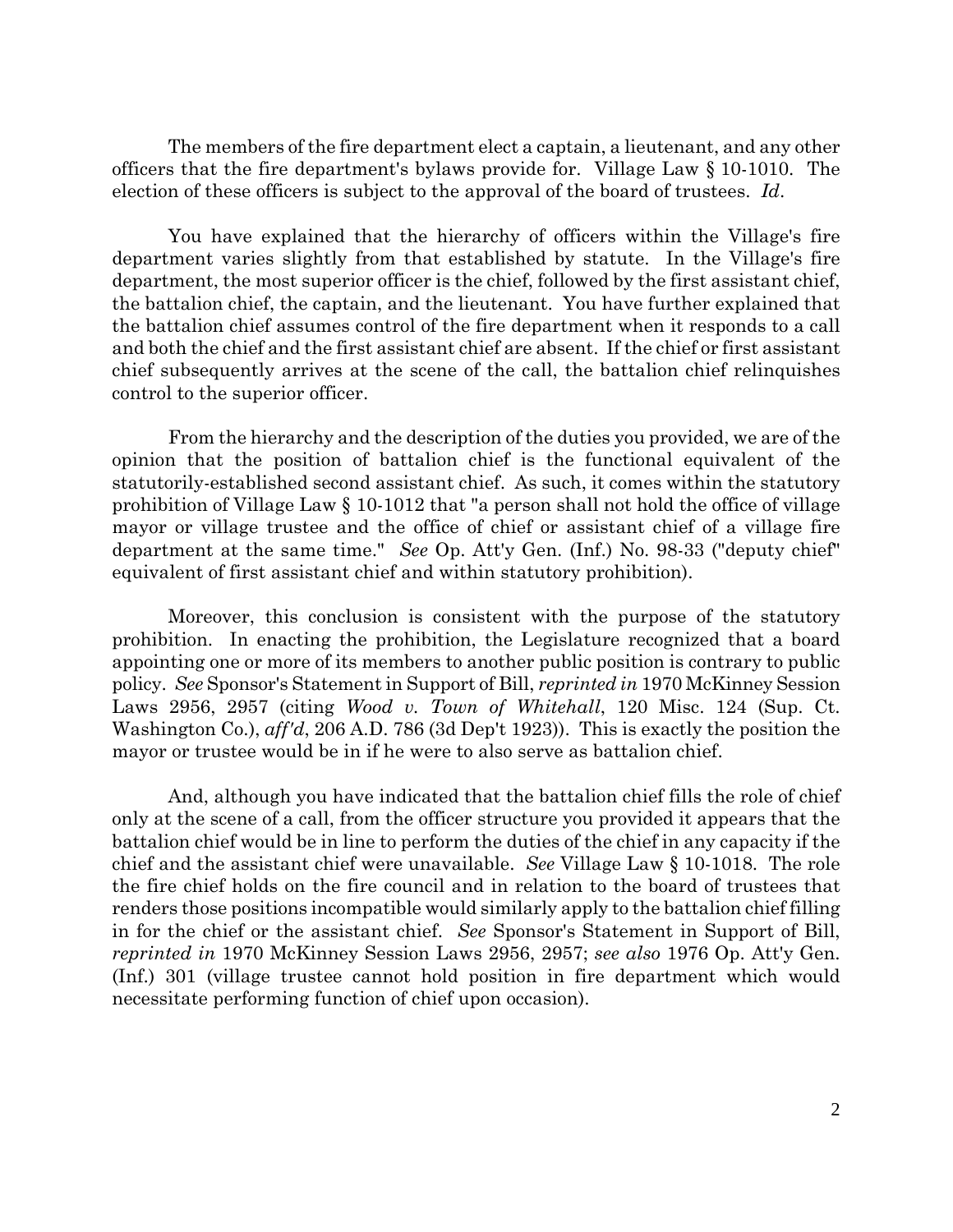The members of the fire department elect a captain, a lieutenant, and any other officers that the fire department's bylaws provide for. Village Law § 10-1010. The election of these officers is subject to the approval of the board of trustees. *Id*.

You have explained that the hierarchy of officers within the Village's fire department varies slightly from that established by statute. In the Village's fire department, the most superior officer is the chief, followed by the first assistant chief, the battalion chief, the captain, and the lieutenant. You have further explained that the battalion chief assumes control of the fire department when it responds to a call and both the chief and the first assistant chief are absent. If the chief or first assistant chief subsequently arrives at the scene of the call, the battalion chief relinquishes control to the superior officer.

From the hierarchy and the description of the duties you provided, we are of the opinion that the position of battalion chief is the functional equivalent of the statutorily-established second assistant chief. As such, it comes within the statutory prohibition of Village Law § 10-1012 that "a person shall not hold the office of village mayor or village trustee and the office of chief or assistant chief of a village fire department at the same time." *See* Op. Att'y Gen. (Inf.) No. 98-33 ("deputy chief" equivalent of first assistant chief and within statutory prohibition).

Moreover, this conclusion is consistent with the purpose of the statutory prohibition. In enacting the prohibition, the Legislature recognized that a board appointing one or more of its members to another public position is contrary to public policy. *See* Sponsor's Statement in Support of Bill, *reprinted in* 1970 McKinney Session Laws 2956, 2957 (citing *Wood v. Town of Whitehall*, 120 Misc. 124 (Sup. Ct. Washington Co.), *aff'd*, 206 A.D. 786 (3d Dep't 1923)). This is exactly the position the mayor or trustee would be in if he were to also serve as battalion chief.

And, although you have indicated that the battalion chief fills the role of chief only at the scene of a call, from the officer structure you provided it appears that the battalion chief would be in line to perform the duties of the chief in any capacity if the chief and the assistant chief were unavailable. *See* Village Law § 10-1018. The role the fire chief holds on the fire council and in relation to the board of trustees that renders those positions incompatible would similarly apply to the battalion chief filling in for the chief or the assistant chief. *See* Sponsor's Statement in Support of Bill, *reprinted in* 1970 McKinney Session Laws 2956, 2957; *see also* 1976 Op. Att'y Gen. (Inf.) 301 (village trustee cannot hold position in fire department which would necessitate performing function of chief upon occasion).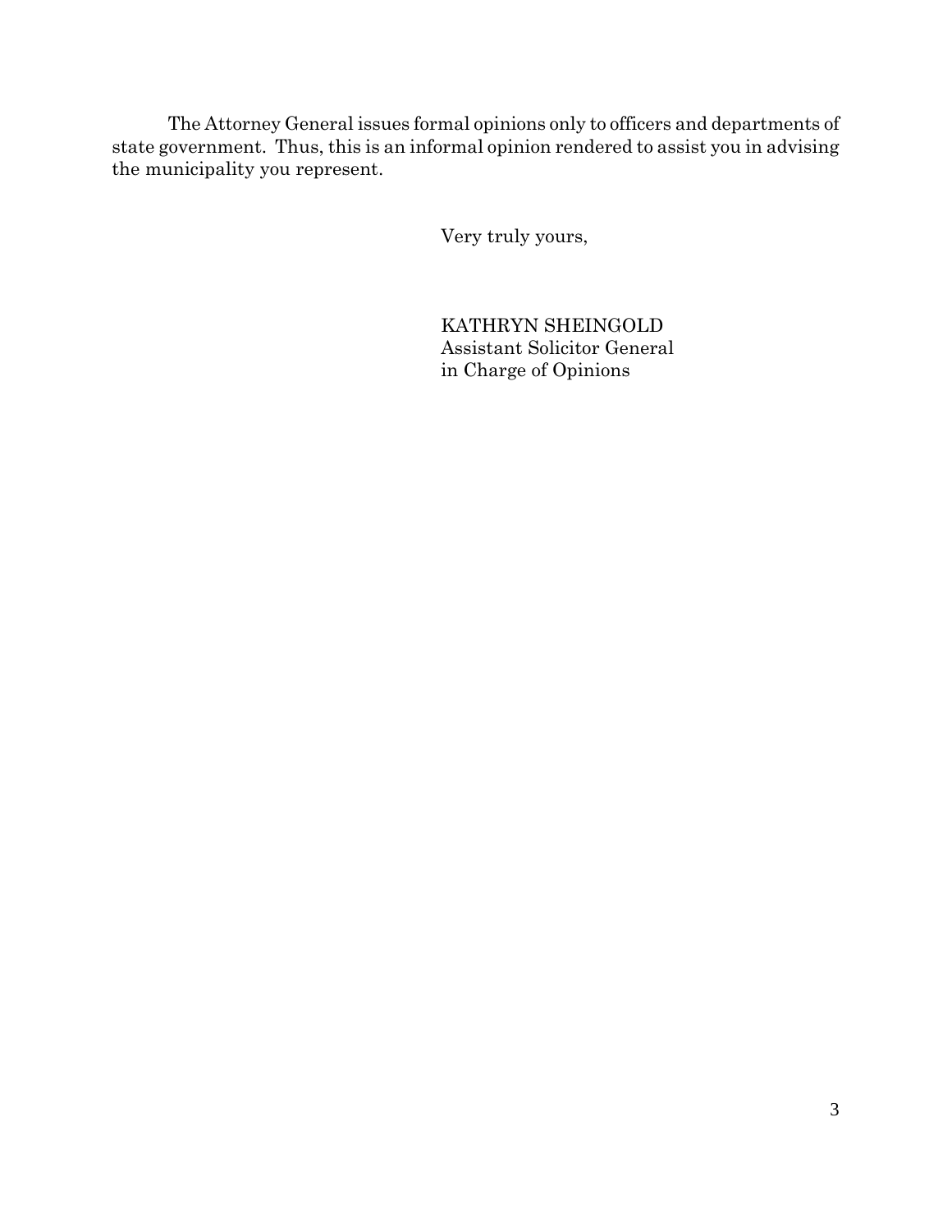The Attorney General issues formal opinions only to officers and departments of state government. Thus, this is an informal opinion rendered to assist you in advising the municipality you represent.

Very truly yours,

KATHRYN SHEINGOLD
Assistant Solicitor General
in Charge of Opinions